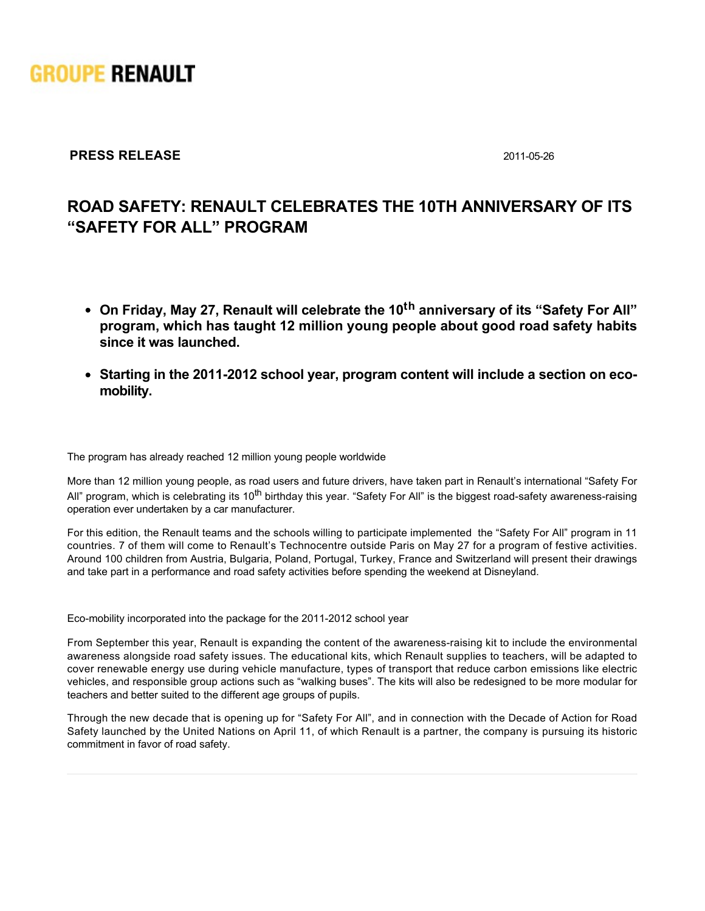GROUPE RENAULT

**PRESS RELEASE** 2011-05-26

# ROAD SAFETY: RENAULT CELEBRATES THE 10TH ANNIVERSARY OF ITS "SAFETY FOR ALL" PROGRAM

- **On Friday, May 27, Renault will celebrate the 10th anniversary of its "Safety For All" program, which has taught 12 million young people about good road safety habits since it was launched.**
- **Starting in the 2011-2012 school year, program content will include a section on eco-mobility.**

The program has already reached 12 million young people worldwide

More than 12 million young people, as road users and future drivers, have taken part in Renault's international "Safety For All" program, which is celebrating its 10th birthday this year. "Safety For All" is the biggest road-safety awareness-raising operation ever undertaken by a car manufacturer.

For this edition, the Renault teams and the schools willing to participate implemented the "Safety For All" program in 11 countries. 7 of them will come to Renault's Technocentre outside Paris on May 27 for a program of festive activities. Around 100 children from Austria, Bulgaria, Poland, Portugal, Turkey, France and Switzerland will present their drawings and take part in a performance and road safety activities before spending the weekend at Disneyland.

Eco-mobility incorporated into the package for the 2011-2012 school year

From September this year, Renault is expanding the content of the awareness-raising kit to include the environmental awareness alongside road safety issues. The educational kits, which Renault supplies to teachers, will be adapted to cover renewable energy use during vehicle manufacture, types of transport that reduce carbon emissions like electric vehicles, and responsible group actions such as "walking buses". The kits will also be redesigned to be more modular for teachers and better suited to the different age groups of pupils.

Through the new decade that is opening up for "Safety For All", and in connection with the Decade of Action for Road Safety launched by the United Nations on April 11, of which Renault is a partner, the company is pursuing its historic commitment in favor of road safety.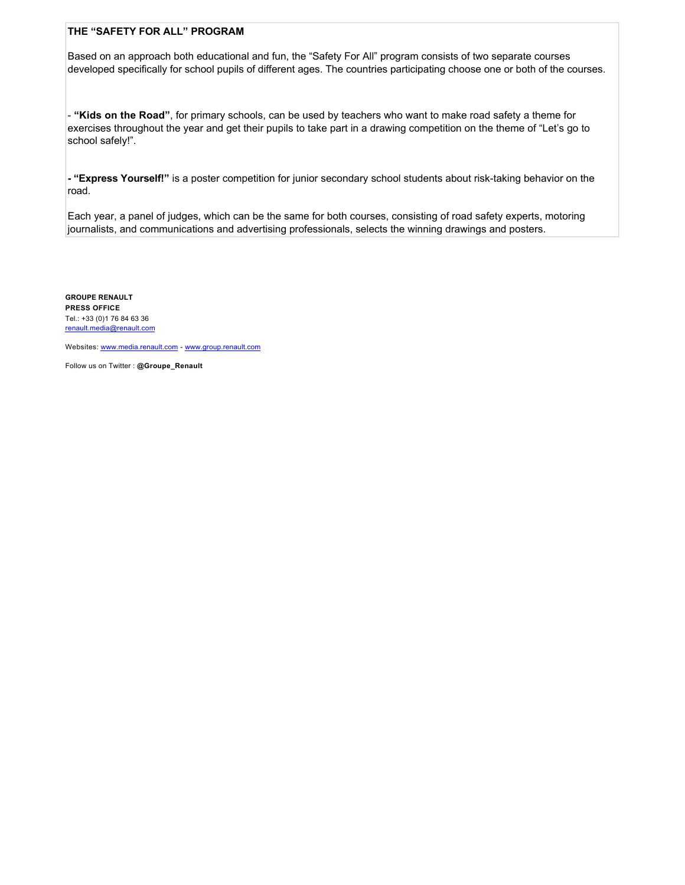## THE "SAFETY FOR ALL" PROGRAM

Based on an approach both educational and fun, the "Safety For All" program consists of two separate courses developed specifically for school pupils of different ages. The countries participating choose one or both of the courses.

- **"Kids on the Road"**, for primary schools, can be used by teachers who want to make road safety a theme for exercises throughout the year and get their pupils to take part in a drawing competition on the theme of "Let's go to school safely!".

- **"Express Yourself!"** is a poster competition for junior secondary school students about risk-taking behavior on the road.

Each year, a panel of judges, which can be the same for both courses, consisting of road safety experts, motoring journalists, and communications and advertising professionals, selects the winning drawings and posters.

**GROUPE RENAULT**
**PRESS OFFICE**
Tel.: +33 (0)1 76 84 63 36
renault.media@renault.com

Websites: www.media.renault.com - www.group.renault.com

Follow us on Twitter : **@Groupe_Renault**